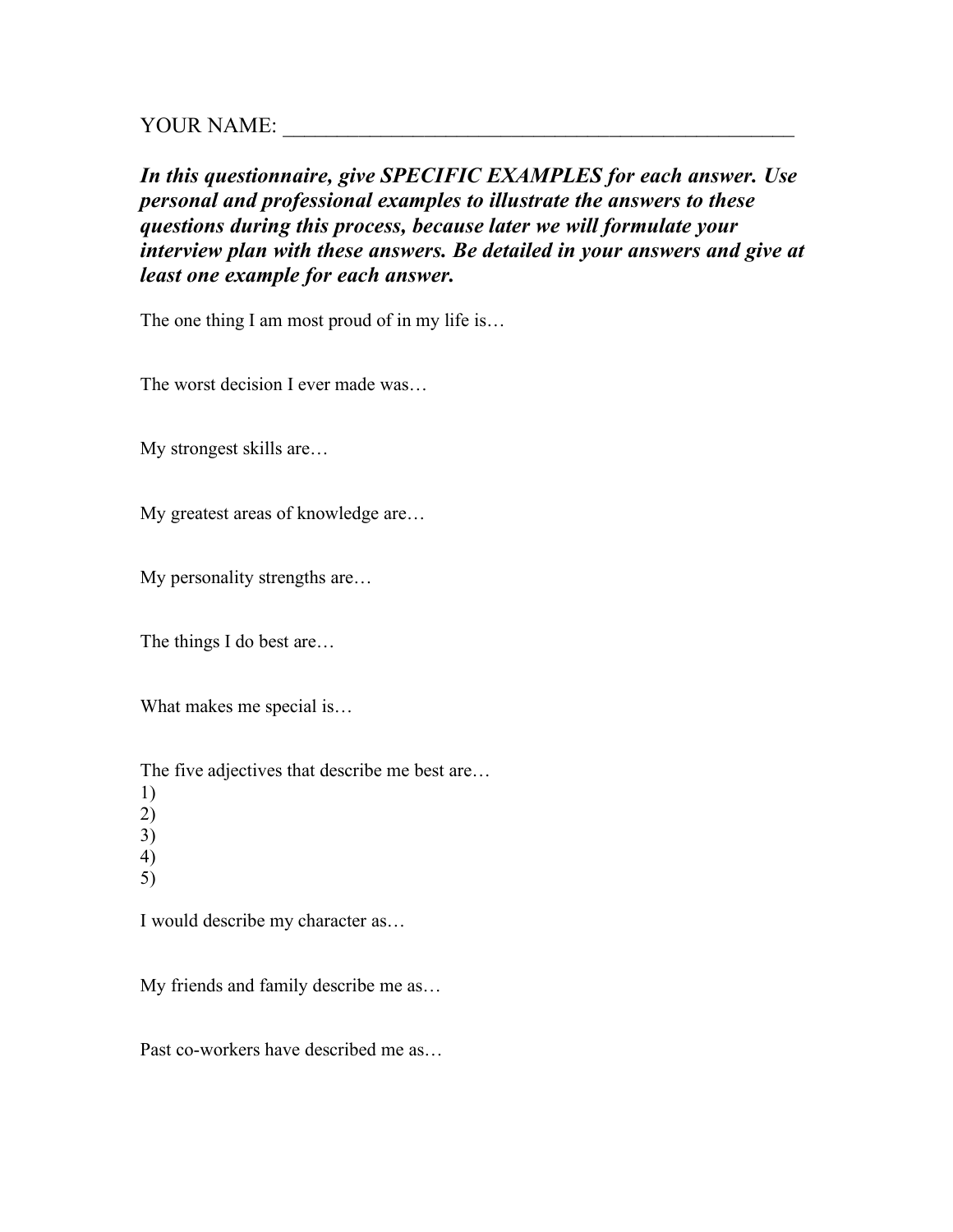YOUR NAME: ___________________________________________________

***In this questionnaire, give SPECIFIC EXAMPLES for each answer. Use personal and professional examples to illustrate the answers to these questions during this process, because later we will formulate your interview plan with these answers. Be detailed in your answers and give at least one example for each answer.***

The one thing I am most proud of in my life is…

The worst decision I ever made was…

My strongest skills are…

My greatest areas of knowledge are…

My personality strengths are…

The things I do best are…

What makes me special is…

The five adjectives that describe me best are…
1)
2)
3)
4)
5)

I would describe my character as…

My friends and family describe me as…

Past co-workers have described me as…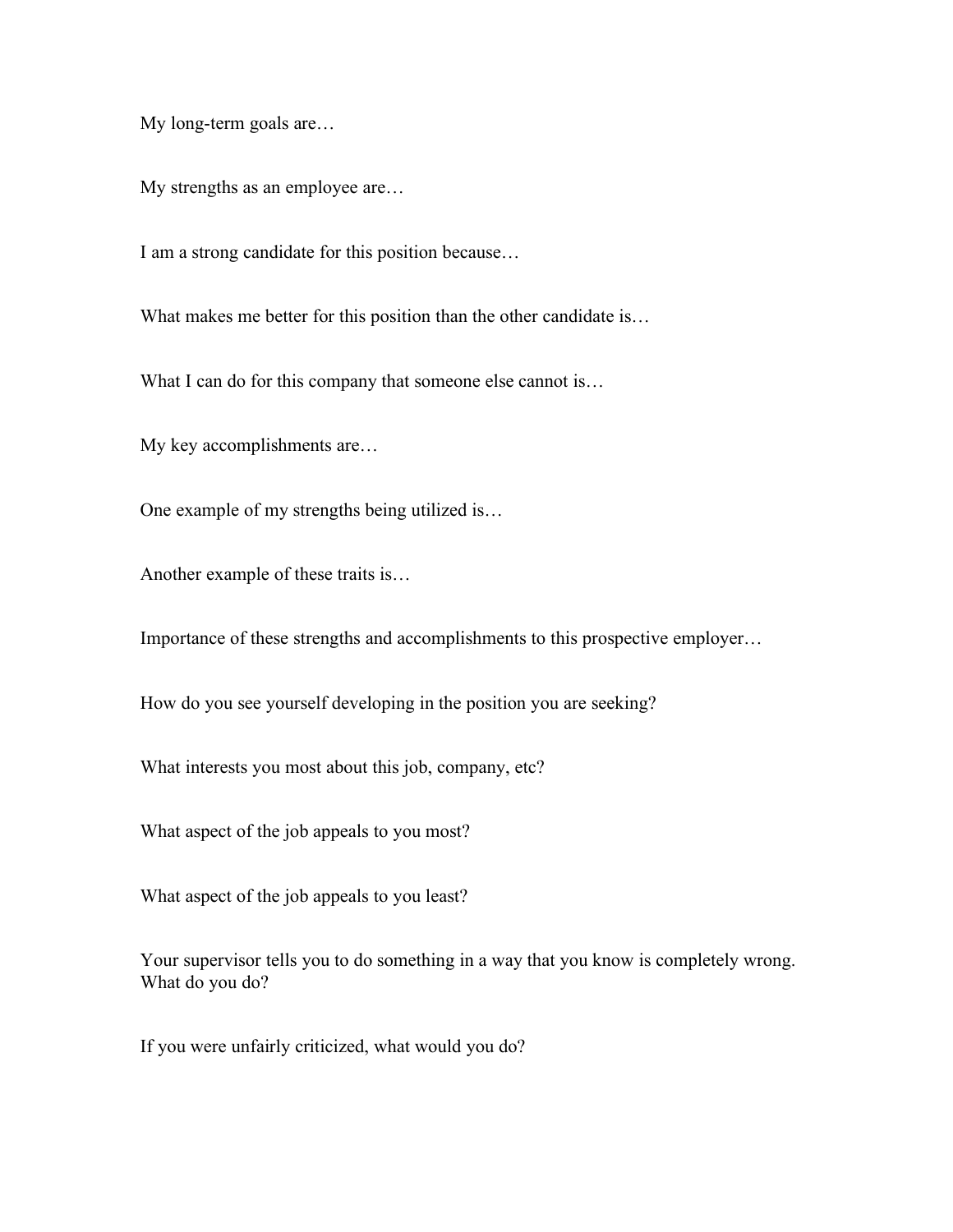My long-term goals are…

My strengths as an employee are…

I am a strong candidate for this position because…

What makes me better for this position than the other candidate is…

What I can do for this company that someone else cannot is…

My key accomplishments are…

One example of my strengths being utilized is…

Another example of these traits is…

Importance of these strengths and accomplishments to this prospective employer…

How do you see yourself developing in the position you are seeking?

What interests you most about this job, company, etc?

What aspect of the job appeals to you most?

What aspect of the job appeals to you least?

Your supervisor tells you to do something in a way that you know is completely wrong. What do you do?

If you were unfairly criticized, what would you do?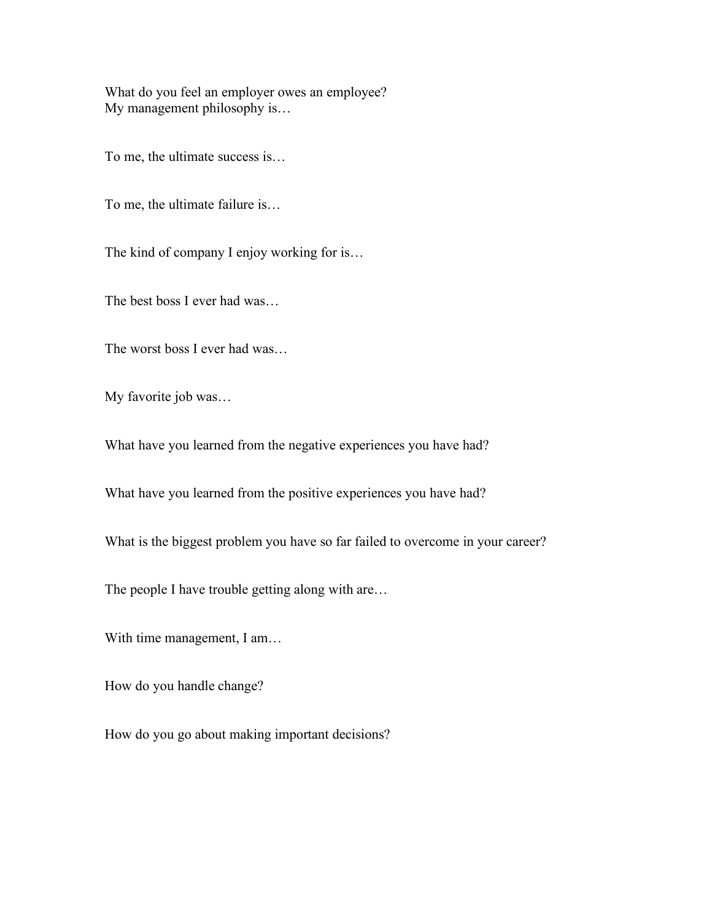What do you feel an employer owes an employee?
My management philosophy is…

To me, the ultimate success is…

To me, the ultimate failure is…

The kind of company I enjoy working for is…

The best boss I ever had was…

The worst boss I ever had was…

My favorite job was…

What have you learned from the negative experiences you have had?

What have you learned from the positive experiences you have had?

What is the biggest problem you have so far failed to overcome in your career?

The people I have trouble getting along with are…

With time management, I am…

How do you handle change?

How do you go about making important decisions?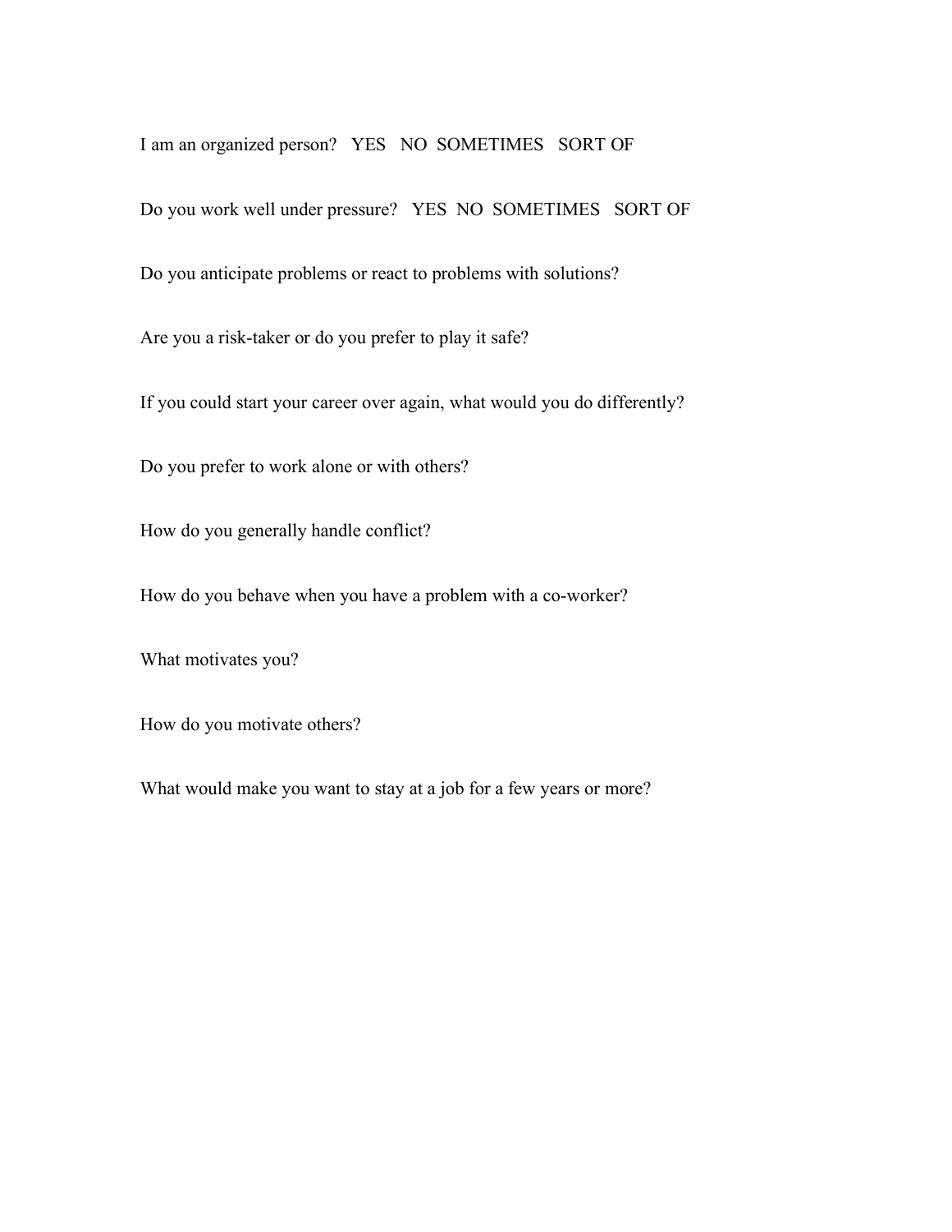I am an organized person?   YES   NO   SOMETIMES   SORT OF

Do you work well under pressure?   YES   NO   SOMETIMES   SORT OF

Do you anticipate problems or react to problems with solutions?

Are you a risk-taker or do you prefer to play it safe?

If you could start your career over again, what would you do differently?

Do you prefer to work alone or with others?

How do you generally handle conflict?

How do you behave when you have a problem with a co-worker?

What motivates you?

How do you motivate others?

What would make you want to stay at a job for a few years or more?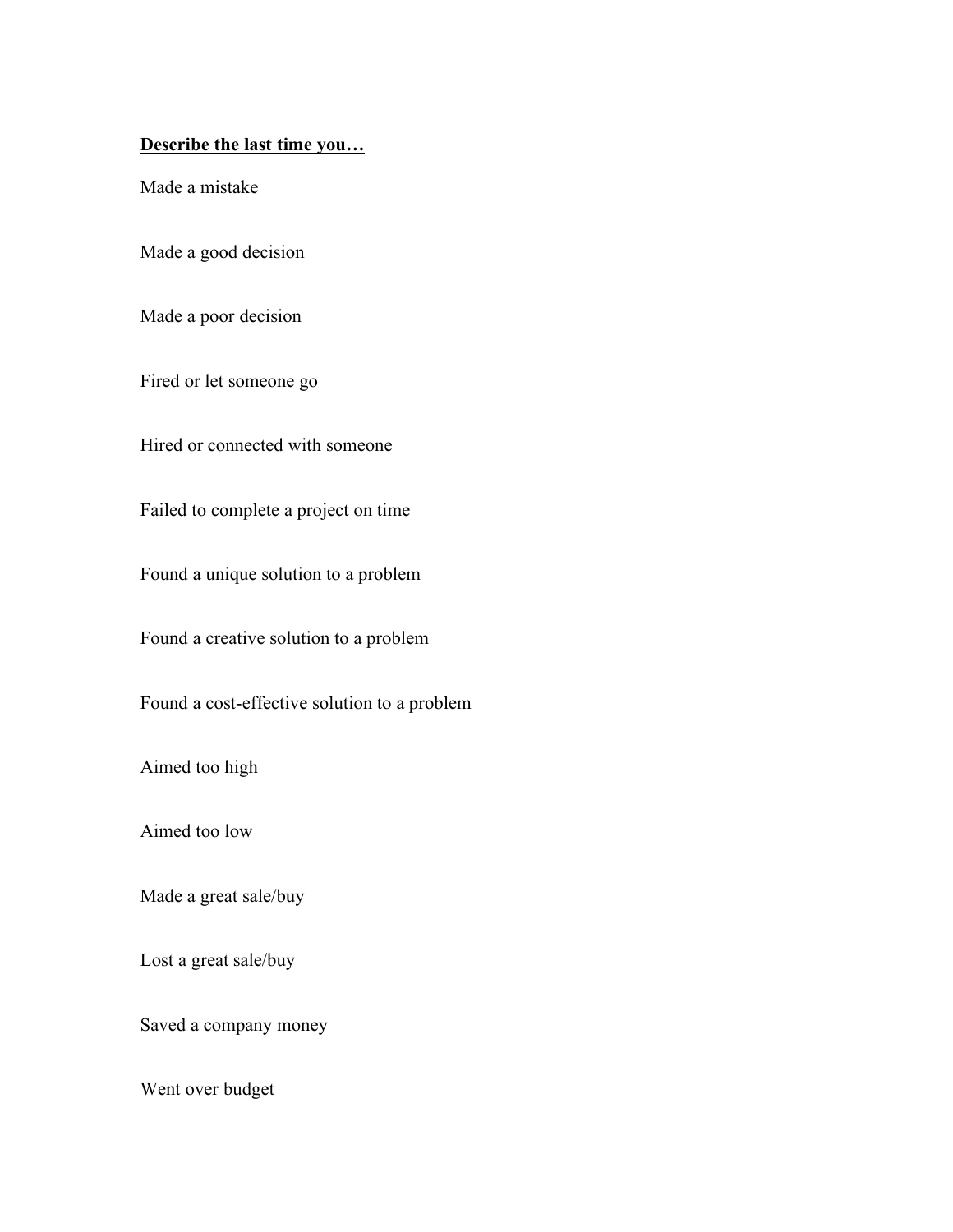**<u>Describe the last time you…</u>**

Made a mistake

Made a good decision

Made a poor decision

Fired or let someone go

Hired or connected with someone

Failed to complete a project on time

Found a unique solution to a problem

Found a creative solution to a problem

Found a cost-effective solution to a problem

Aimed too high

Aimed too low

Made a great sale/buy

Lost a great sale/buy

Saved a company money

Went over budget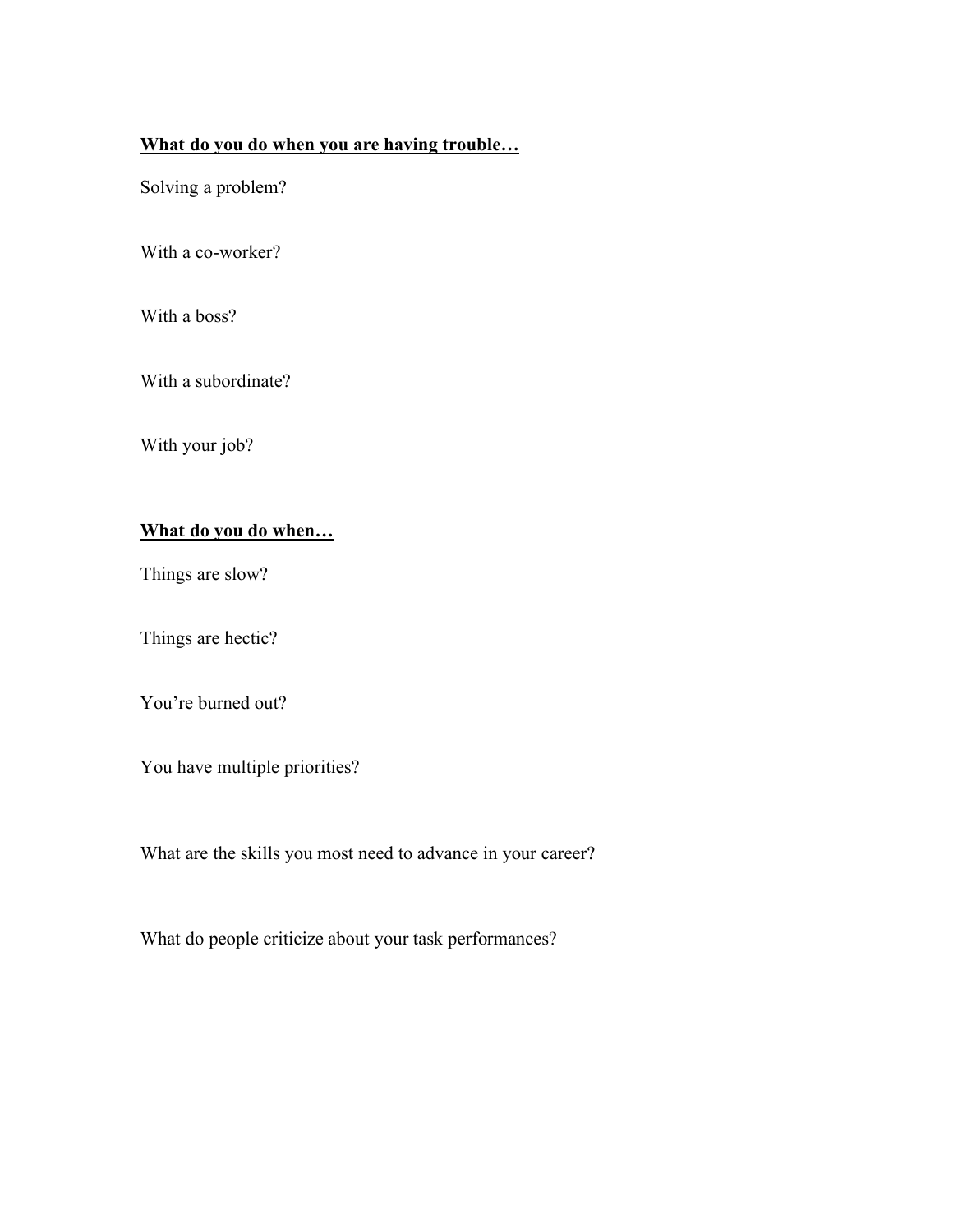**What do you do when you are having trouble…**

Solving a problem?

With a co-worker?

With a boss?

With a subordinate?

With your job?

**What do you do when…**

Things are slow?

Things are hectic?

You're burned out?

You have multiple priorities?

What are the skills you most need to advance in your career?

What do people criticize about your task performances?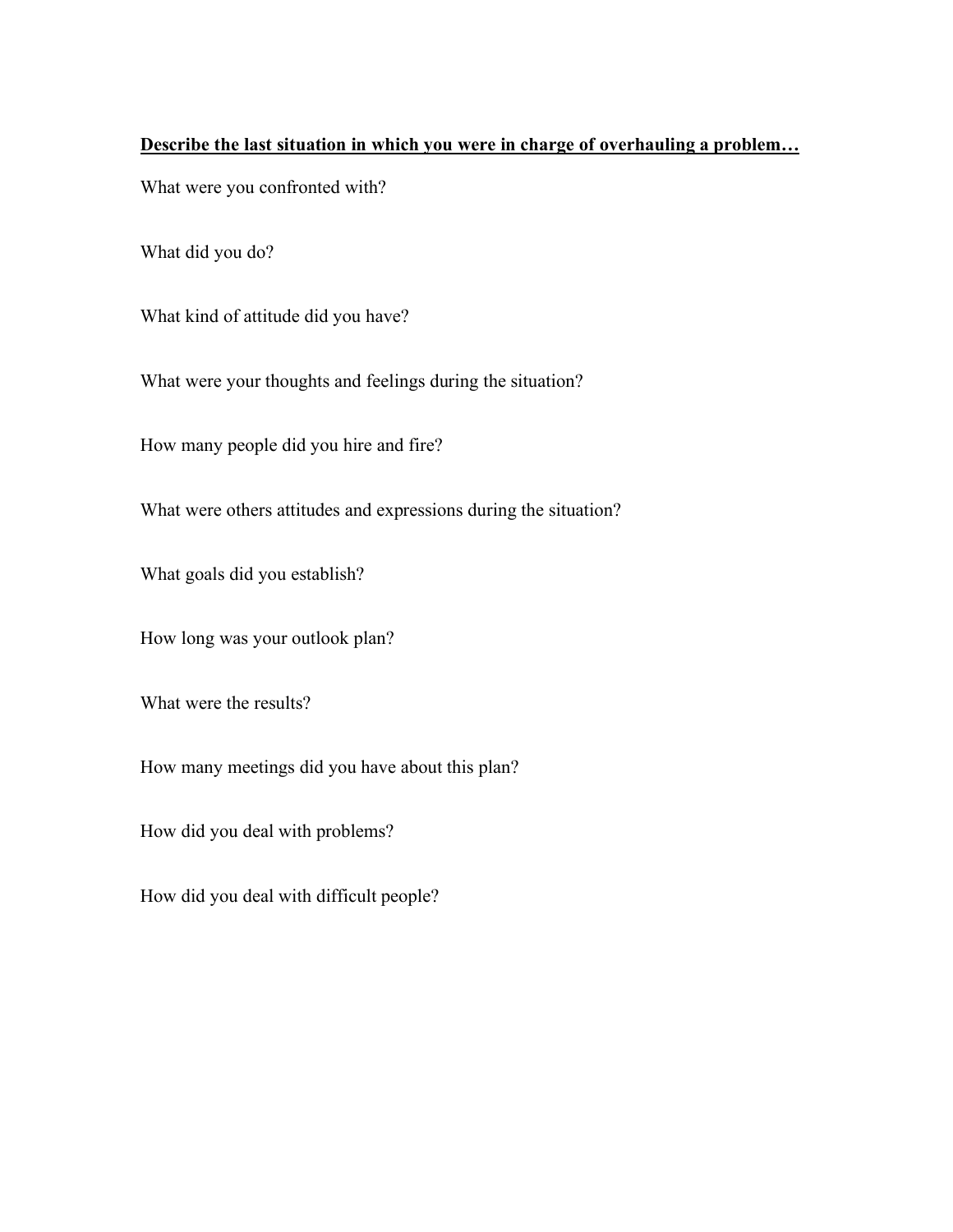<u>**Describe the last situation in which you were in charge of overhauling a problem…**</u>

What were you confronted with?

What did you do?

What kind of attitude did you have?

What were your thoughts and feelings during the situation?

How many people did you hire and fire?

What were others attitudes and expressions during the situation?

What goals did you establish?

How long was your outlook plan?

What were the results?

How many meetings did you have about this plan?

How did you deal with problems?

How did you deal with difficult people?